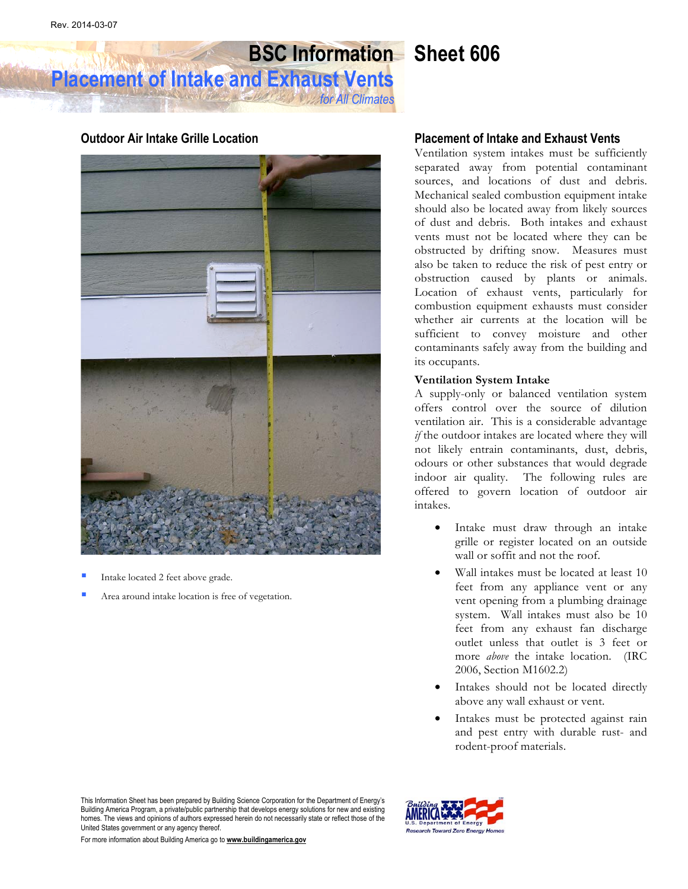Rev. 2014-03-07

# BSC Information Sheet 606

## Placement of Intake and Exhaust Vents

*for All Climates*

### Outdoor Air Intake Grille Location

- Intake located 2 feet above grade.
- Area around intake location is free of vegetation.

### Placement of Intake and Exhaust Vents

Ventilation system intakes must be sufficiently separated away from potential contaminant sources, and locations of dust and debris. Mechanical sealed combustion equipment intake should also be located away from likely sources of dust and debris. Both intakes and exhaust vents must not be located where they can be obstructed by drifting snow. Measures must also be taken to reduce the risk of pest entry or obstruction caused by plants or animals. Location of exhaust vents, particularly for combustion equipment exhausts must consider whether air currents at the location will be sufficient to convey moisture and other contaminants safely away from the building and its occupants.

**Ventilation System Intake**

A supply-only or balanced ventilation system offers control over the source of dilution ventilation air. This is a considerable advantage *if* the outdoor intakes are located where they will not likely entrain contaminants, dust, debris, odours or other substances that would degrade indoor air quality. The following rules are offered to govern location of outdoor air intakes.

- Intake must draw through an intake grille or register located on an outside wall or soffit and not the roof.
- Wall intakes must be located at least 10 feet from any appliance vent or any vent opening from a plumbing drainage system. Wall intakes must also be 10 feet from any exhaust fan discharge outlet unless that outlet is 3 feet or more *above* the intake location. (IRC 2006, Section M1602.2)
- Intakes should not be located directly above any wall exhaust or vent.
- Intakes must be protected against rain and pest entry with durable rust- and rodent-proof materials.

This Information Sheet has been prepared by Building Science Corporation for the Department of Energy's Building America Program, a private/public partnership that develops energy solutions for new and existing homes. The views and opinions of authors expressed herein do not necessarily state or reflect those of the United States government or any agency thereof.

For more information about Building America go to **www.buildingamerica.gov**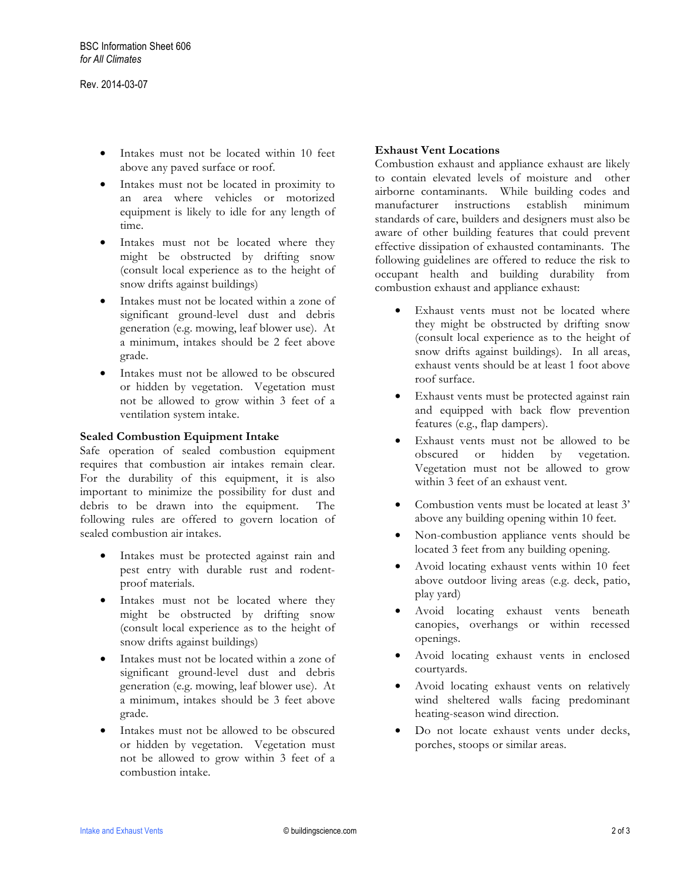- Intakes must not be located within 10 feet above any paved surface or roof.
- Intakes must not be located in proximity to an area where vehicles or motorized equipment is likely to idle for any length of time.
- Intakes must not be located where they might be obstructed by drifting snow (consult local experience as to the height of snow drifts against buildings)
- Intakes must not be located within a zone of significant ground-level dust and debris generation (e.g. mowing, leaf blower use). At a minimum, intakes should be 2 feet above grade.
- Intakes must not be allowed to be obscured or hidden by vegetation. Vegetation must not be allowed to grow within 3 feet of a ventilation system intake.

**Sealed Combustion Equipment Intake**

Safe operation of sealed combustion equipment requires that combustion air intakes remain clear. For the durability of this equipment, it is also important to minimize the possibility for dust and debris to be drawn into the equipment. The following rules are offered to govern location of sealed combustion air intakes.

- Intakes must be protected against rain and pest entry with durable rust and rodent-proof materials.
- Intakes must not be located where they might be obstructed by drifting snow (consult local experience as to the height of snow drifts against buildings)
- Intakes must not be located within a zone of significant ground-level dust and debris generation (e.g. mowing, leaf blower use). At a minimum, intakes should be 3 feet above grade.
- Intakes must not be allowed to be obscured or hidden by vegetation. Vegetation must not be allowed to grow within 3 feet of a combustion intake.

**Exhaust Vent Locations**

Combustion exhaust and appliance exhaust are likely to contain elevated levels of moisture and other airborne contaminants. While building codes and manufacturer instructions establish minimum standards of care, builders and designers must also be aware of other building features that could prevent effective dissipation of exhausted contaminants. The following guidelines are offered to reduce the risk to occupant health and building durability from combustion exhaust and appliance exhaust:

- Exhaust vents must not be located where they might be obstructed by drifting snow (consult local experience as to the height of snow drifts against buildings). In all areas, exhaust vents should be at least 1 foot above roof surface.
- Exhaust vents must be protected against rain and equipped with back flow prevention features (e.g., flap dampers).
- Exhaust vents must not be allowed to be obscured or hidden by vegetation. Vegetation must not be allowed to grow within 3 feet of an exhaust vent.
- Combustion vents must be located at least 3' above any building opening within 10 feet.
- Non-combustion appliance vents should be located 3 feet from any building opening.
- Avoid locating exhaust vents within 10 feet above outdoor living areas (e.g. deck, patio, play yard)
- Avoid locating exhaust vents beneath canopies, overhangs or within recessed openings.
- Avoid locating exhaust vents in enclosed courtyards.
- Avoid locating exhaust vents on relatively wind sheltered walls facing predominant heating-season wind direction.
- Do not locate exhaust vents under decks, porches, stoops or similar areas.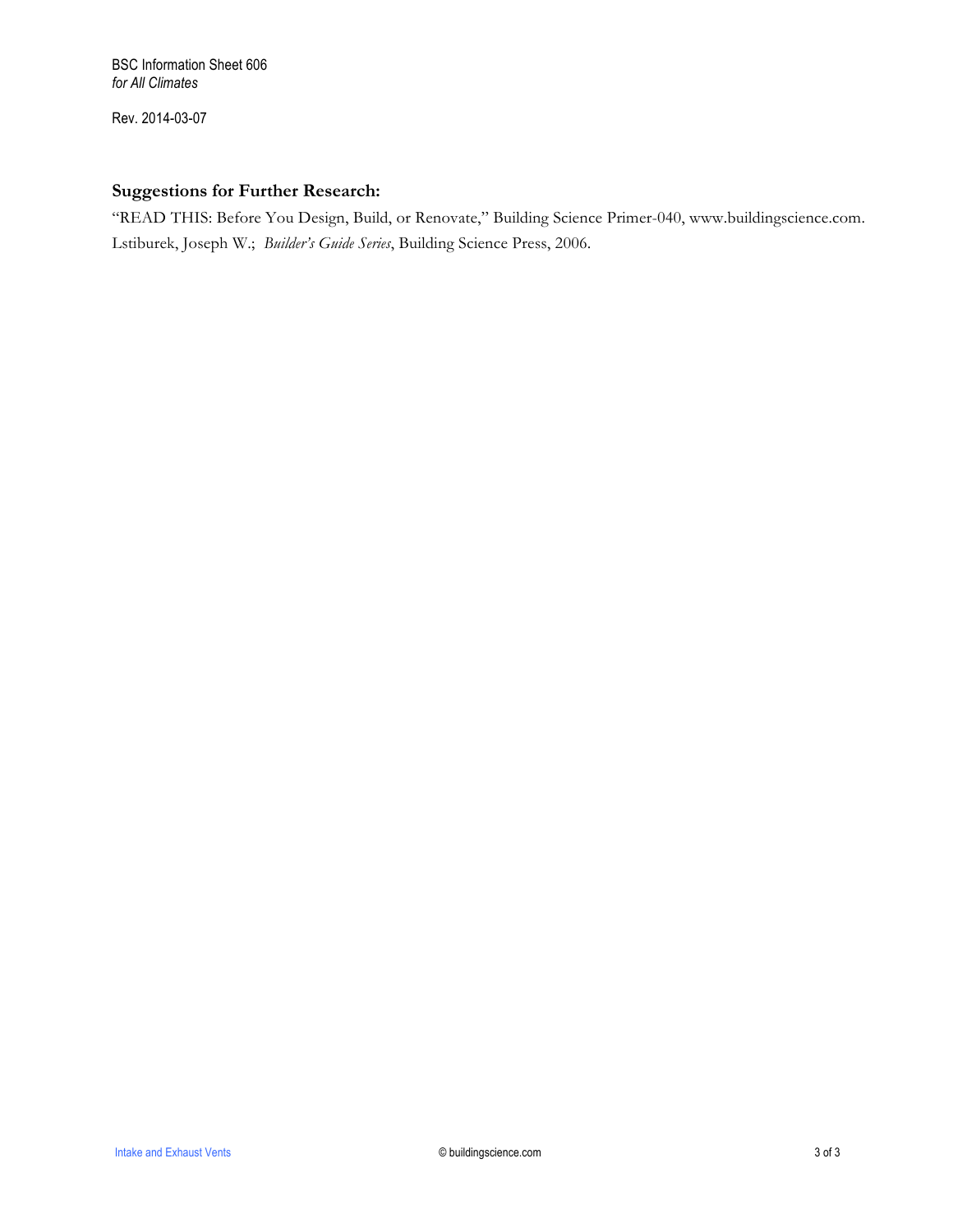## Suggestions for Further Research:

"READ THIS: Before You Design, Build, or Renovate," Building Science Primer-040, www.buildingscience.com.
Lstiburek, Joseph W.; *Builder's Guide Series*, Building Science Press, 2006.